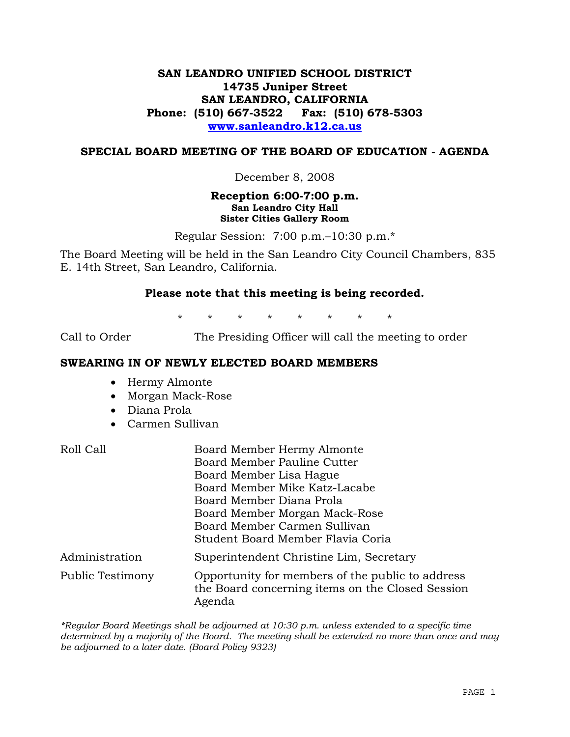**SAN LEANDRO UNIFIED SCHOOL DISTRICT**
**14735 Juniper Street**
**SAN LEANDRO, CALIFORNIA**
**Phone: (510) 667-3522  Fax: (510) 678-5303**
**[www.sanleandro.k12.ca.us](http://www.sanleandro.k12.ca.us)**

## SPECIAL BOARD MEETING OF THE BOARD OF EDUCATION - AGENDA

December 8, 2008

**Reception 6:00-7:00 p.m.**
**San Leandro City Hall**
**Sister Cities Gallery Room**

Regular Session: 7:00 p.m.–10:30 p.m.*

The Board Meeting will be held in the San Leandro City Council Chambers, 835 E. 14th Street, San Leandro, California.

**Please note that this meeting is being recorded.**

\* \* \* \* \* \* \* \*

Call to Order — The Presiding Officer will call the meeting to order

### SWEARING IN OF NEWLY ELECTED BOARD MEMBERS

- Hermy Almonte
- Morgan Mack-Rose
- Diana Prola
- Carmen Sullivan

Roll Call
- Board Member Hermy Almonte
- Board Member Pauline Cutter
- Board Member Lisa Hague
- Board Member Mike Katz-Lacabe
- Board Member Diana Prola
- Board Member Morgan Mack-Rose
- Board Member Carmen Sullivan
- Student Board Member Flavia Coria

Administration — Superintendent Christine Lim, Secretary

Public Testimony — Opportunity for members of the public to address the Board concerning items on the Closed Session Agenda

*\*Regular Board Meetings shall be adjourned at 10:30 p.m. unless extended to a specific time determined by a majority of the Board. The meeting shall be extended no more than once and may be adjourned to a later date. (Board Policy 9323)*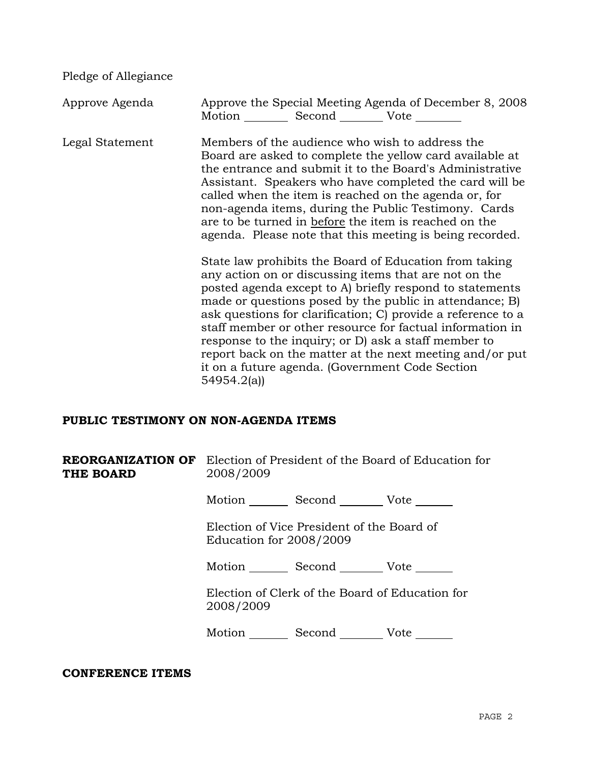Pledge of Allegiance

| | |
|---|---|
| Approve Agenda | Approve the Special Meeting Agenda of December 8, 2008<br>Motion ________ Second ________ Vote ________ |
| Legal Statement | Members of the audience who wish to address the Board are asked to complete the yellow card available at the entrance and submit it to the Board's Administrative Assistant. Speakers who have completed the card will be called when the item is reached on the agenda or, for non-agenda items, during the Public Testimony. Cards are to be turned in <u>before</u> the item is reached on the agenda. Please note that this meeting is being recorded.<br><br>State law prohibits the Board of Education from taking any action on or discussing items that are not on the posted agenda except to A) briefly respond to statements made or questions posed by the public in attendance; B) ask questions for clarification; C) provide a reference to a staff member or other resource for factual information in response to the inquiry; or D) ask a staff member to report back on the matter at the next meeting and/or put it on a future agenda. (Government Code Section 54954.2(a)) |

**PUBLIC TESTIMONY ON NON-AGENDA ITEMS**

**REORGANIZATION OF THE BOARD**

Election of President of the Board of Education for 2008/2009

Motion _______ Second _______ Vote _______

Election of Vice President of the Board of Education for 2008/2009

Motion _______ Second _______ Vote _______

Election of Clerk of the Board of Education for 2008/2009

Motion _______ Second _______ Vote _______

**CONFERENCE ITEMS**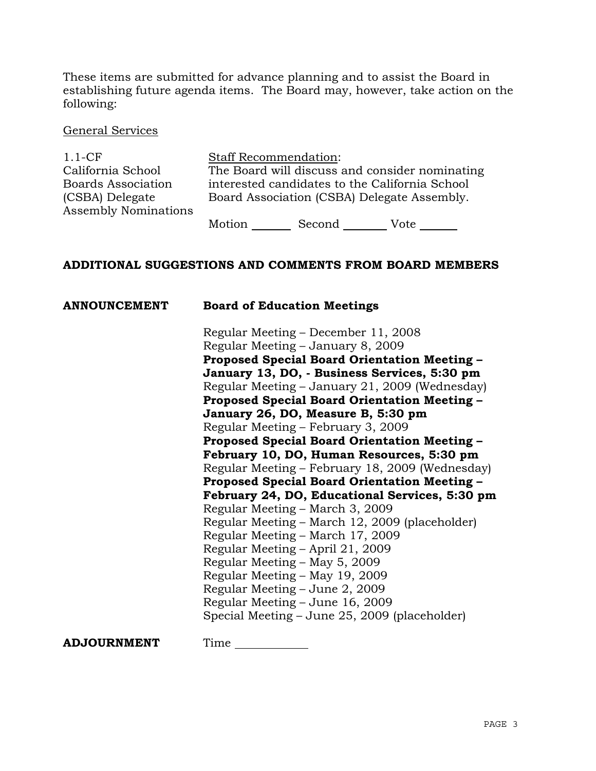These items are submitted for advance planning and to assist the Board in establishing future agenda items. The Board may, however, take action on the following:

General Services

| | |
|---|---|
| 1.1-CF<br>California School Boards Association (CSBA) Delegate Assembly Nominations | Staff Recommendation:<br>The Board will discuss and consider nominating interested candidates to the California School Board Association (CSBA) Delegate Assembly.<br><br>Motion _______ Second ________ Vote ______ |

**ADDITIONAL SUGGESTIONS AND COMMENTS FROM BOARD MEMBERS**

**ANNOUNCEMENT** **Board of Education Meetings**

Regular Meeting – December 11, 2008
Regular Meeting – January 8, 2009
**Proposed Special Board Orientation Meeting – January 13, DO, - Business Services, 5:30 pm**
Regular Meeting – January 21, 2009 (Wednesday)
**Proposed Special Board Orientation Meeting – January 26, DO, Measure B, 5:30 pm**
Regular Meeting – February 3, 2009
**Proposed Special Board Orientation Meeting – February 10, DO, Human Resources, 5:30 pm**
Regular Meeting – February 18, 2009 (Wednesday)
**Proposed Special Board Orientation Meeting – February 24, DO, Educational Services, 5:30 pm**
Regular Meeting – March 3, 2009
Regular Meeting – March 12, 2009 (placeholder)
Regular Meeting – March 17, 2009
Regular Meeting – April 21, 2009
Regular Meeting – May 5, 2009
Regular Meeting – May 19, 2009
Regular Meeting – June 2, 2009
Regular Meeting – June 16, 2009
Special Meeting – June 25, 2009 (placeholder)

**ADJOURNMENT** Time ____________